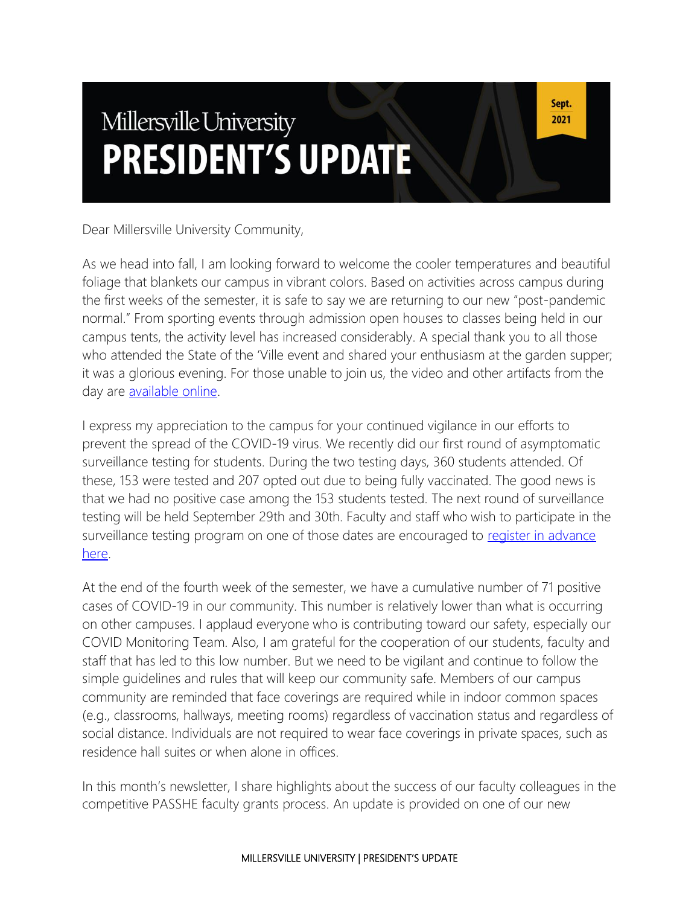# Millersville University
# PRESIDENT'S UPDATE

Sept. 2021

Dear Millersville University Community,

As we head into fall, I am looking forward to welcome the cooler temperatures and beautiful foliage that blankets our campus in vibrant colors. Based on activities across campus during the first weeks of the semester, it is safe to say we are returning to our new "post-pandemic normal." From sporting events through admission open houses to classes being held in our campus tents, the activity level has increased considerably. A special thank you to all those who attended the State of the 'Ville event and shared your enthusiasm at the garden supper; it was a glorious evening. For those unable to join us, the video and other artifacts from the day are [available online](#).

I express my appreciation to the campus for your continued vigilance in our efforts to prevent the spread of the COVID-19 virus. We recently did our first round of asymptomatic surveillance testing for students. During the two testing days, 360 students attended. Of these, 153 were tested and 207 opted out due to being fully vaccinated. The good news is that we had no positive case among the 153 students tested. The next round of surveillance testing will be held September 29th and 30th. Faculty and staff who wish to participate in the surveillance testing program on one of those dates are encouraged to [register in advance here](#).

At the end of the fourth week of the semester, we have a cumulative number of 71 positive cases of COVID-19 in our community. This number is relatively lower than what is occurring on other campuses. I applaud everyone who is contributing toward our safety, especially our COVID Monitoring Team. Also, I am grateful for the cooperation of our students, faculty and staff that has led to this low number. But we need to be vigilant and continue to follow the simple guidelines and rules that will keep our community safe. Members of our campus community are reminded that face coverings are required while in indoor common spaces (e.g., classrooms, hallways, meeting rooms) regardless of vaccination status and regardless of social distance. Individuals are not required to wear face coverings in private spaces, such as residence hall suites or when alone in offices.

In this month's newsletter, I share highlights about the success of our faculty colleagues in the competitive PASSHE faculty grants process. An update is provided on one of our new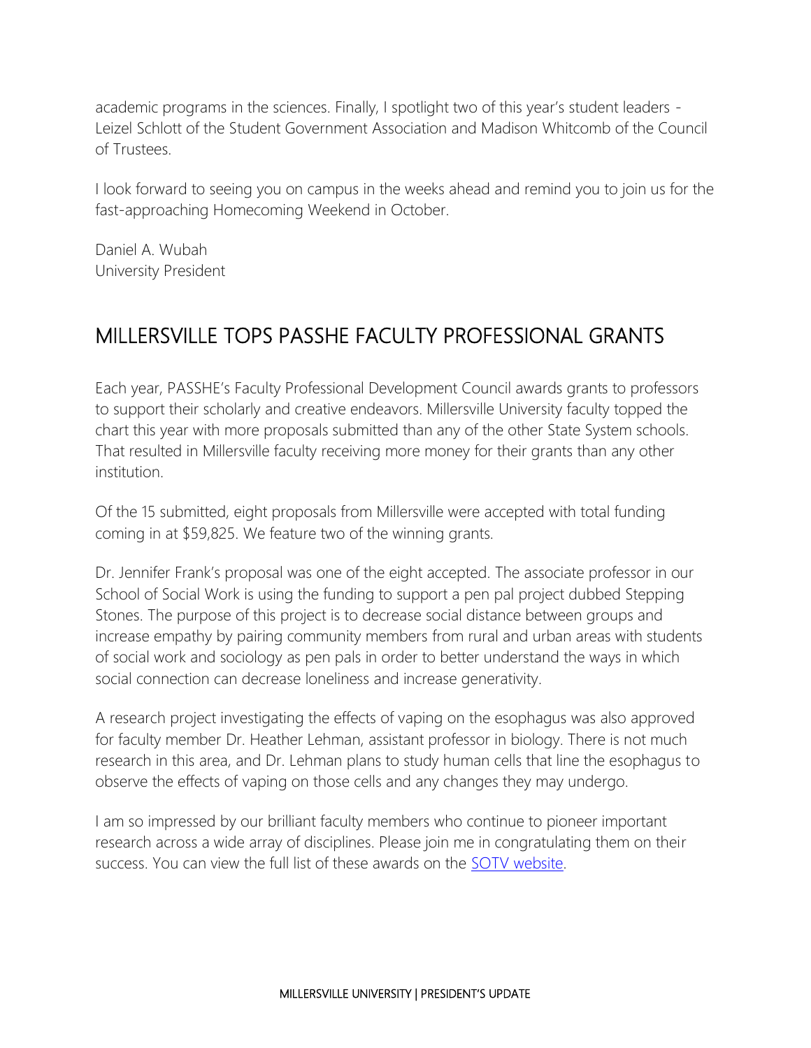academic programs in the sciences. Finally, I spotlight two of this year's student leaders - Leizel Schlott of the Student Government Association and Madison Whitcomb of the Council of Trustees.

I look forward to seeing you on campus in the weeks ahead and remind you to join us for the fast-approaching Homecoming Weekend in October.

Daniel A. Wubah
University President

## MILLERSVILLE TOPS PASSHE FACULTY PROFESSIONAL GRANTS

Each year, PASSHE's Faculty Professional Development Council awards grants to professors to support their scholarly and creative endeavors. Millersville University faculty topped the chart this year with more proposals submitted than any of the other State System schools. That resulted in Millersville faculty receiving more money for their grants than any other institution.

Of the 15 submitted, eight proposals from Millersville were accepted with total funding coming in at $59,825. We feature two of the winning grants.

Dr. Jennifer Frank's proposal was one of the eight accepted. The associate professor in our School of Social Work is using the funding to support a pen pal project dubbed Stepping Stones. The purpose of this project is to decrease social distance between groups and increase empathy by pairing community members from rural and urban areas with students of social work and sociology as pen pals in order to better understand the ways in which social connection can decrease loneliness and increase generativity.

A research project investigating the effects of vaping on the esophagus was also approved for faculty member Dr. Heather Lehman, assistant professor in biology. There is not much research in this area, and Dr. Lehman plans to study human cells that line the esophagus to observe the effects of vaping on those cells and any changes they may undergo.

I am so impressed by our brilliant faculty members who continue to pioneer important research across a wide array of disciplines. Please join me in congratulating them on their success. You can view the full list of these awards on the SOTV website.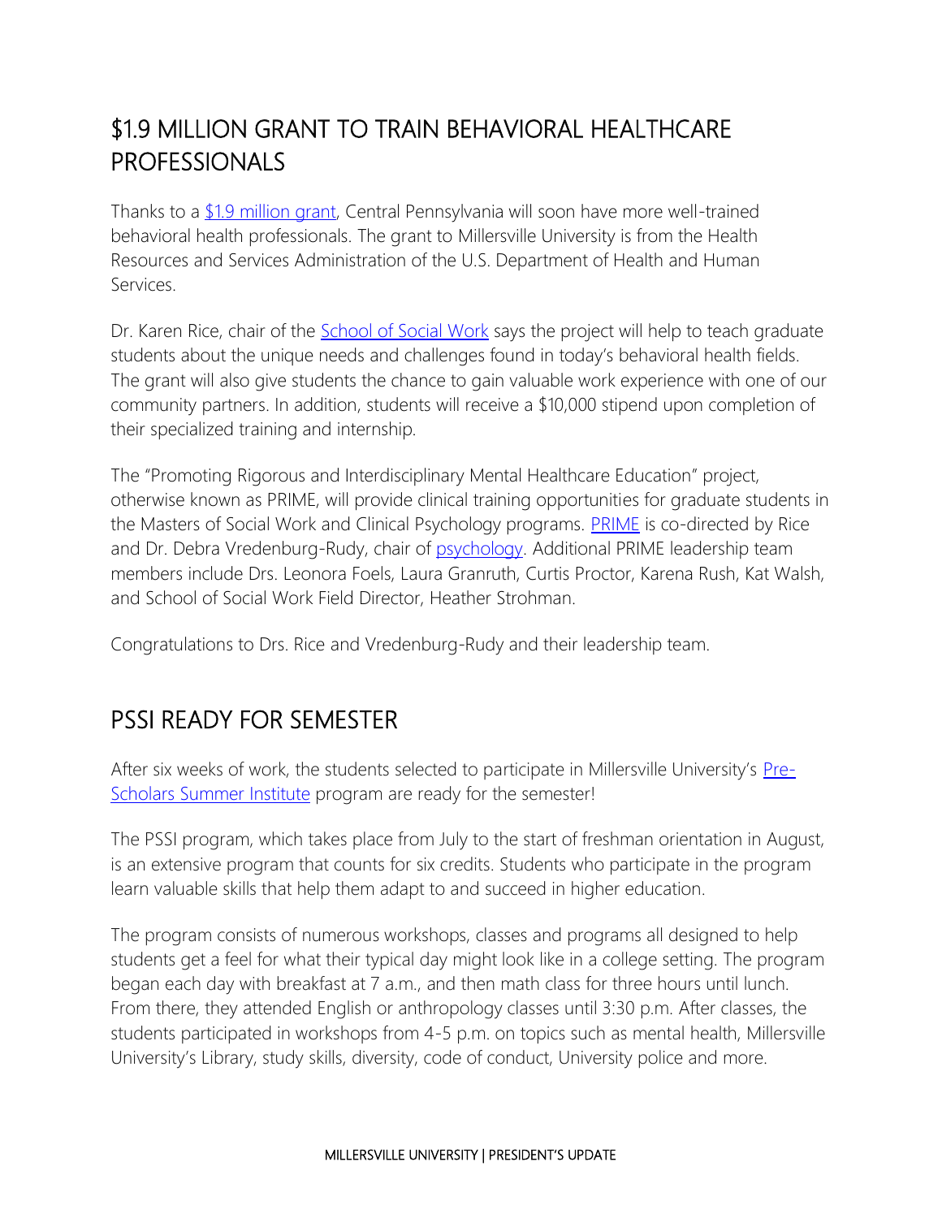## $1.9 MILLION GRANT TO TRAIN BEHAVIORAL HEALTHCARE PROFESSIONALS

Thanks to a $1.9 million grant, Central Pennsylvania will soon have more well-trained behavioral health professionals. The grant to Millersville University is from the Health Resources and Services Administration of the U.S. Department of Health and Human Services.

Dr. Karen Rice, chair of the School of Social Work says the project will help to teach graduate students about the unique needs and challenges found in today's behavioral health fields. The grant will also give students the chance to gain valuable work experience with one of our community partners. In addition, students will receive a $10,000 stipend upon completion of their specialized training and internship.

The "Promoting Rigorous and Interdisciplinary Mental Healthcare Education" project, otherwise known as PRIME, will provide clinical training opportunities for graduate students in the Masters of Social Work and Clinical Psychology programs. PRIME is co-directed by Rice and Dr. Debra Vredenburg-Rudy, chair of psychology. Additional PRIME leadership team members include Drs. Leonora Foels, Laura Granruth, Curtis Proctor, Karena Rush, Kat Walsh, and School of Social Work Field Director, Heather Strohman.

Congratulations to Drs. Rice and Vredenburg-Rudy and their leadership team.

## PSSI READY FOR SEMESTER

After six weeks of work, the students selected to participate in Millersville University's Pre-Scholars Summer Institute program are ready for the semester!

The PSSI program, which takes place from July to the start of freshman orientation in August, is an extensive program that counts for six credits. Students who participate in the program learn valuable skills that help them adapt to and succeed in higher education.

The program consists of numerous workshops, classes and programs all designed to help students get a feel for what their typical day might look like in a college setting. The program began each day with breakfast at 7 a.m., and then math class for three hours until lunch. From there, they attended English or anthropology classes until 3:30 p.m. After classes, the students participated in workshops from 4-5 p.m. on topics such as mental health, Millersville University's Library, study skills, diversity, code of conduct, University police and more.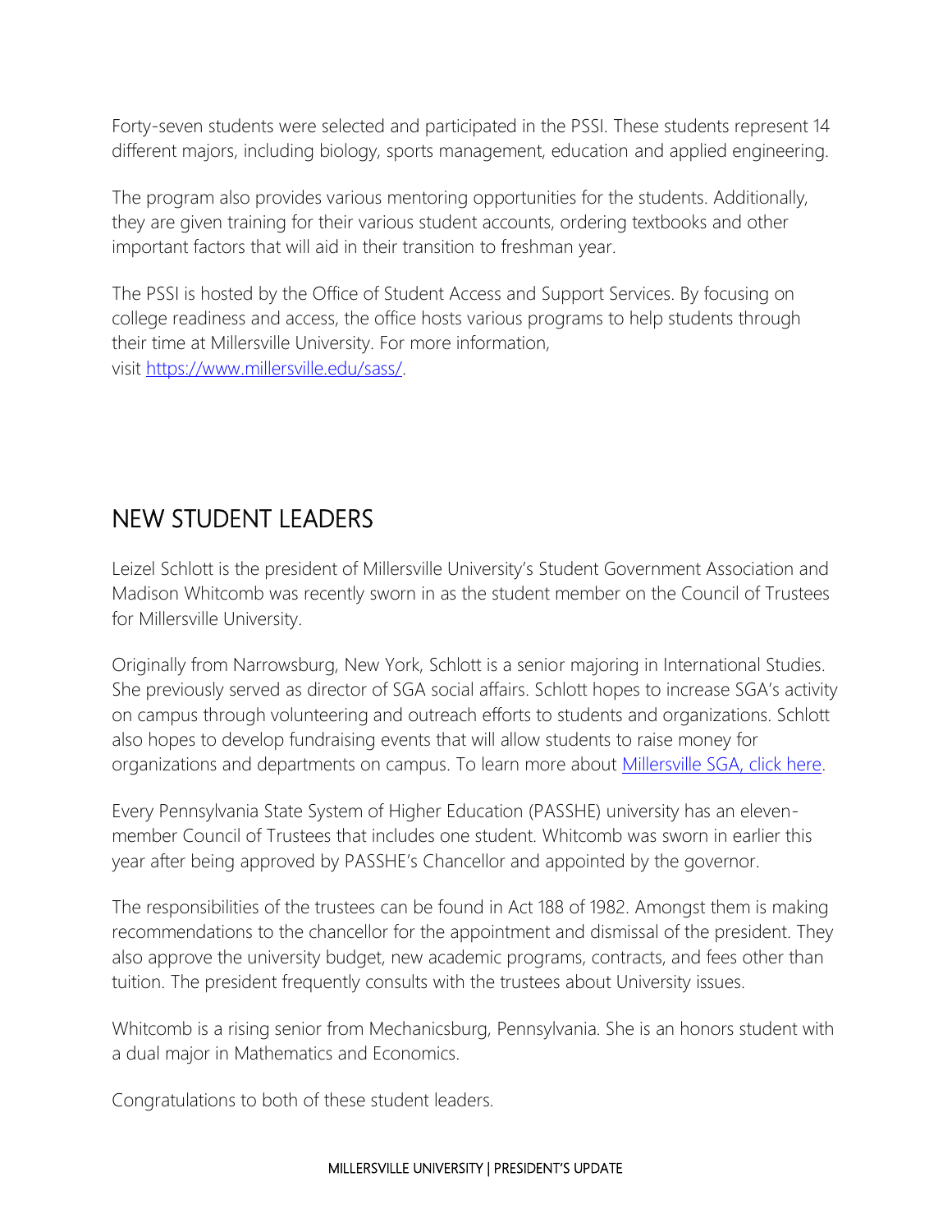Forty-seven students were selected and participated in the PSSI. These students represent 14 different majors, including biology, sports management, education and applied engineering.

The program also provides various mentoring opportunities for the students. Additionally, they are given training for their various student accounts, ordering textbooks and other important factors that will aid in their transition to freshman year.

The PSSI is hosted by the Office of Student Access and Support Services. By focusing on college readiness and access, the office hosts various programs to help students through their time at Millersville University. For more information, visit [https://www.millersville.edu/sass/](https://www.millersville.edu/sass/).

## NEW STUDENT LEADERS

Leizel Schlott is the president of Millersville University's Student Government Association and Madison Whitcomb was recently sworn in as the student member on the Council of Trustees for Millersville University.

Originally from Narrowsburg, New York, Schlott is a senior majoring in International Studies. She previously served as director of SGA social affairs. Schlott hopes to increase SGA's activity on campus through volunteering and outreach efforts to students and organizations. Schlott also hopes to develop fundraising events that will allow students to raise money for organizations and departments on campus. To learn more about Millersville SGA, click here.

Every Pennsylvania State System of Higher Education (PASSHE) university has an eleven-member Council of Trustees that includes one student. Whitcomb was sworn in earlier this year after being approved by PASSHE's Chancellor and appointed by the governor.

The responsibilities of the trustees can be found in Act 188 of 1982. Amongst them is making recommendations to the chancellor for the appointment and dismissal of the president. They also approve the university budget, new academic programs, contracts, and fees other than tuition. The president frequently consults with the trustees about University issues.

Whitcomb is a rising senior from Mechanicsburg, Pennsylvania. She is an honors student with a dual major in Mathematics and Economics.

Congratulations to both of these student leaders.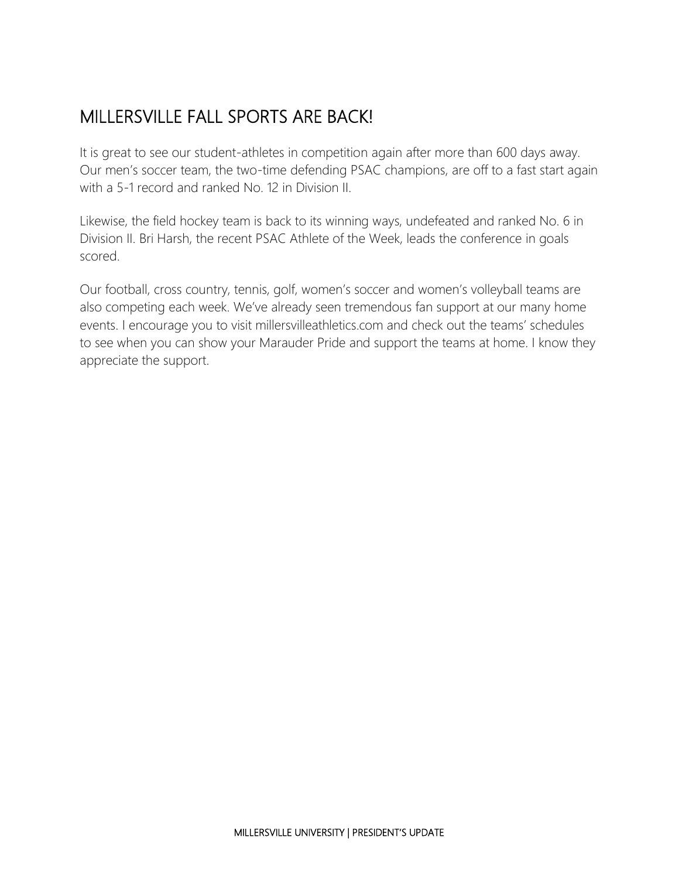## MILLERSVILLE FALL SPORTS ARE BACK!

It is great to see our student-athletes in competition again after more than 600 days away. Our men's soccer team, the two-time defending PSAC champions, are off to a fast start again with a 5-1 record and ranked No. 12 in Division II.

Likewise, the field hockey team is back to its winning ways, undefeated and ranked No. 6 in Division II. Bri Harsh, the recent PSAC Athlete of the Week, leads the conference in goals scored.

Our football, cross country, tennis, golf, women's soccer and women's volleyball teams are also competing each week. We've already seen tremendous fan support at our many home events. I encourage you to visit millersvilleathletics.com and check out the teams' schedules to see when you can show your Marauder Pride and support the teams at home. I know they appreciate the support.